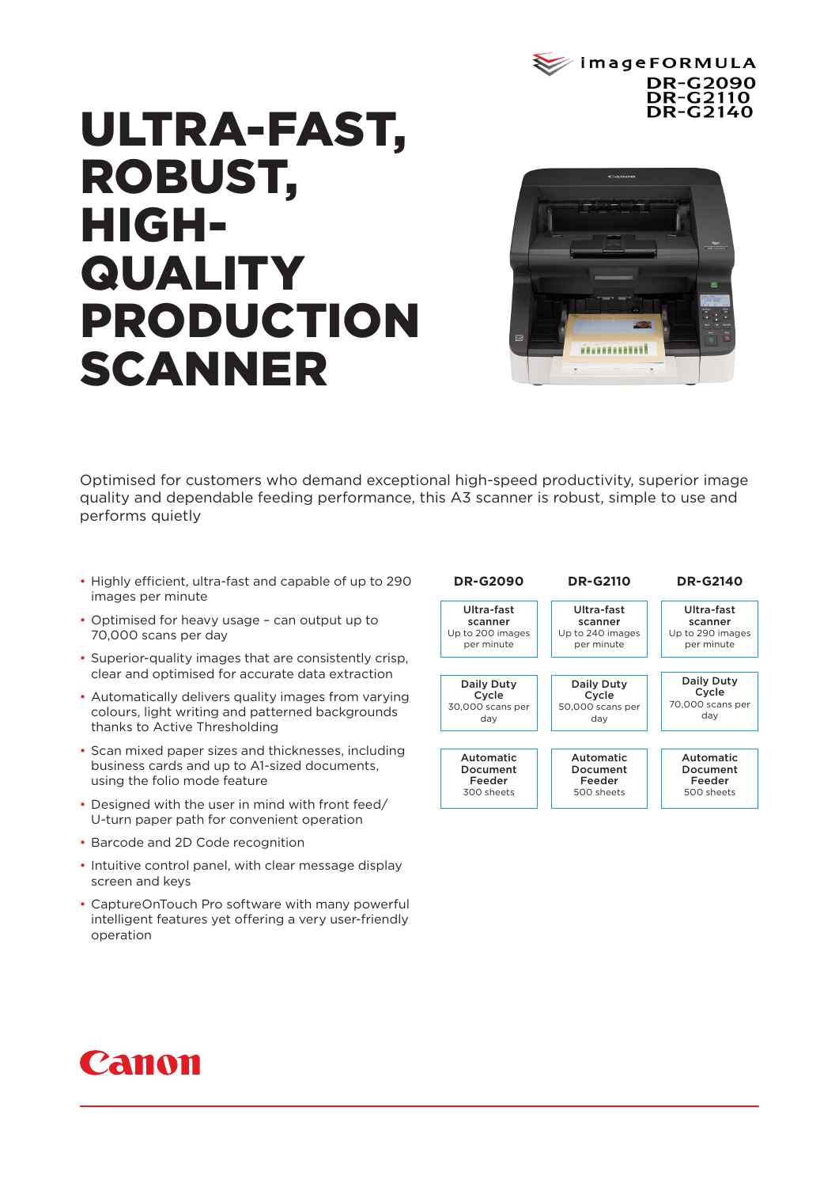imageFORMULA
DR-G2090
DR-G2110
DR-G2140

# ULTRA-FAST, ROBUST, HIGH-QUALITY PRODUCTION SCANNER

Optimised for customers who demand exceptional high-speed productivity, superior image quality and dependable feeding performance, this A3 scanner is robust, simple to use and performs quietly

- Highly efficient, ultra-fast and capable of up to 290 images per minute
- Optimised for heavy usage – can output up to 70,000 scans per day
- Superior-quality images that are consistently crisp, clear and optimised for accurate data extraction
- Automatically delivers quality images from varying colours, light writing and patterned backgrounds thanks to Active Thresholding
- Scan mixed paper sizes and thicknesses, including business cards and up to A1-sized documents, using the folio mode feature
- Designed with the user in mind with front feed/ U-turn paper path for convenient operation
- Barcode and 2D Code recognition
- Intuitive control panel, with clear message display screen and keys
- CaptureOnTouch Pro software with many powerful intelligent features yet offering a very user-friendly operation

| DR-G2090 | DR-G2110 | DR-G2140 |
|---|---|---|
| **Ultra-fast scanner** Up to 200 images per minute | **Ultra-fast scanner** Up to 240 images per minute | **Ultra-fast scanner** Up to 290 images per minute |
| **Daily Duty Cycle** 30,000 scans per day | **Daily Duty Cycle** 50,000 scans per day | **Daily Duty Cycle** 70,000 scans per day |
| **Automatic Document Feeder** 300 sheets | **Automatic Document Feeder** 500 sheets | **Automatic Document Feeder** 500 sheets |

Canon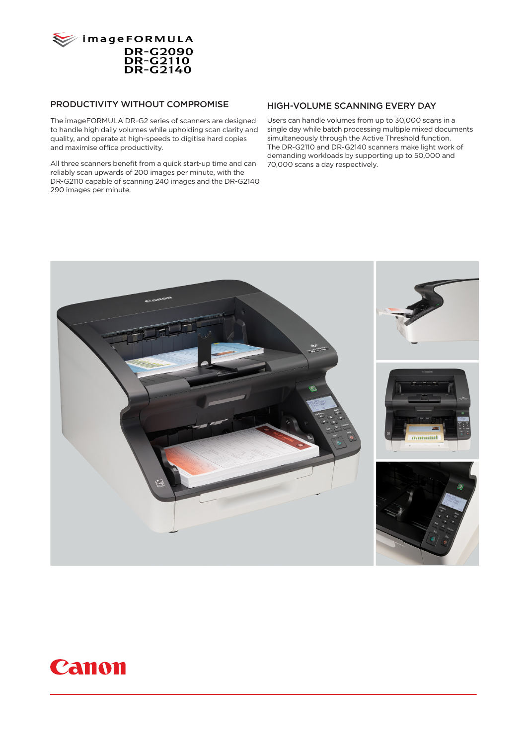imageFORMULA
DR-G2090
DR-G2110
DR-G2140

## PRODUCTIVITY WITHOUT COMPROMISE

The imageFORMULA DR-G2 series of scanners are designed to handle high daily volumes while upholding scan clarity and quality, and operate at high-speeds to digitise hard copies and maximise office productivity.

All three scanners benefit from a quick start-up time and can reliably scan upwards of 200 images per minute, with the DR-G2110 capable of scanning 240 images and the DR-G2140 290 images per minute.

## HIGH-VOLUME SCANNING EVERY DAY

Users can handle volumes from up to 30,000 scans in a single day while batch processing multiple mixed documents simultaneously through the Active Threshold function. The DR-G2110 and DR-G2140 scanners make light work of demanding workloads by supporting up to 50,000 and 70,000 scans a day respectively.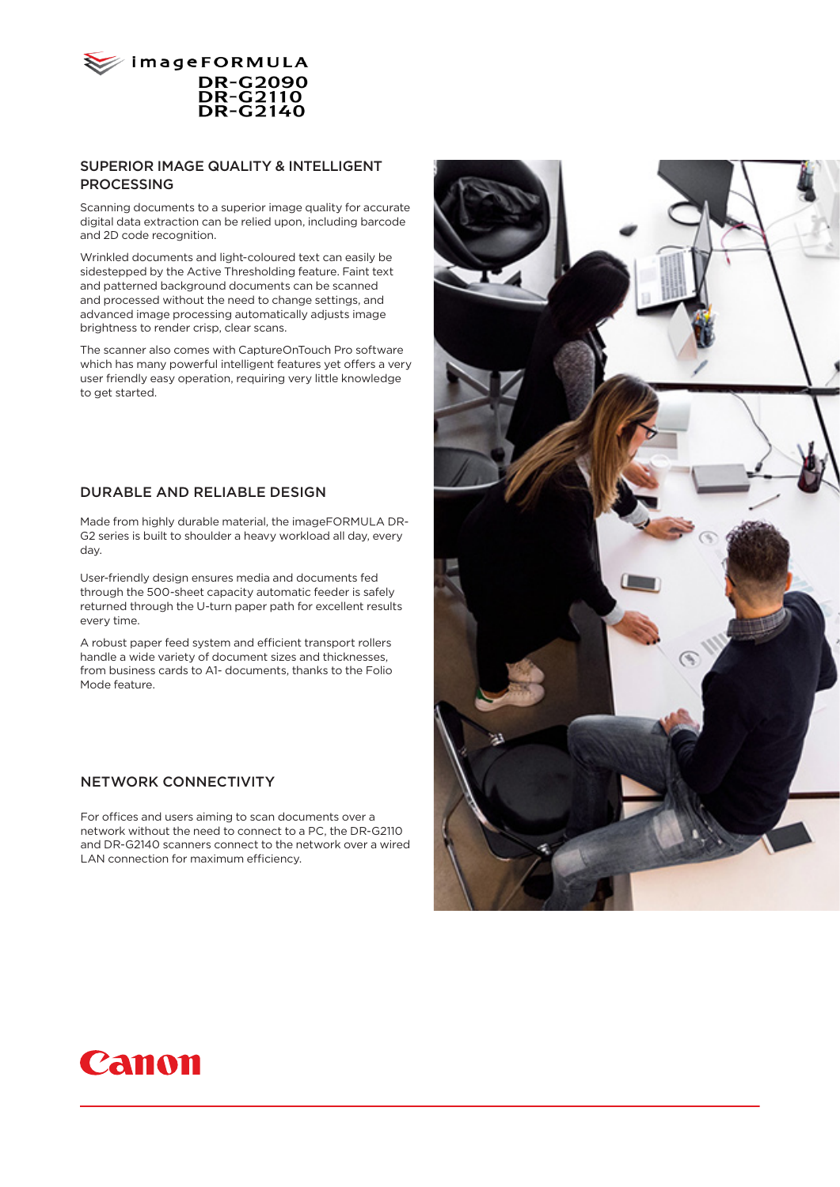imageFORMULA
DR-G2090
DR-G2110
DR-G2140

## SUPERIOR IMAGE QUALITY & INTELLIGENT PROCESSING

Scanning documents to a superior image quality for accurate digital data extraction can be relied upon, including barcode and 2D code recognition.

Wrinkled documents and light-coloured text can easily be sidestepped by the Active Thresholding feature. Faint text and patterned background documents can be scanned and processed without the need to change settings, and advanced image processing automatically adjusts image brightness to render crisp, clear scans.

The scanner also comes with CaptureOnTouch Pro software which has many powerful intelligent features yet offers a very user friendly easy operation, requiring very little knowledge to get started.

## DURABLE AND RELIABLE DESIGN

Made from highly durable material, the imageFORMULA DR-G2 series is built to shoulder a heavy workload all day, every day.

User-friendly design ensures media and documents fed through the 500-sheet capacity automatic feeder is safely returned through the U-turn paper path for excellent results every time.

A robust paper feed system and efficient transport rollers handle a wide variety of document sizes and thicknesses, from business cards to A1- documents, thanks to the Folio Mode feature.

## NETWORK CONNECTIVITY

For offices and users aiming to scan documents over a network without the need to connect to a PC, the DR-G2110 and DR-G2140 scanners connect to the network over a wired LAN connection for maximum efficiency.

Canon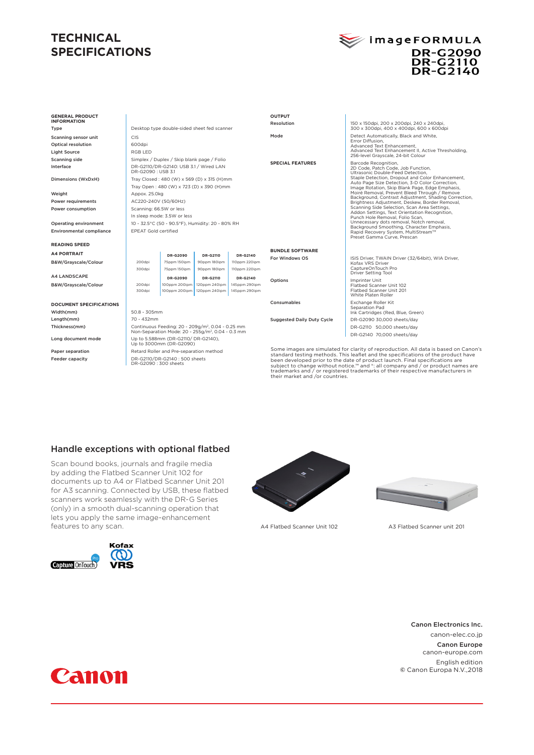# TECHNICAL SPECIFICATIONS

imageFORMULA
DR-G2090
DR-G2110
DR-G2140

### GENERAL PRODUCT INFORMATION

| | |
|---|---|
| Type | Desktop type double-sided sheet fed scanner |
| Scanning sensor unit | CIS |
| Optical resolution | 600dpi |
| Light Source | RGB LED |
| Scanning side | Simplex / Duplex / Skip blank page / Folio |
| Interface | DR-G2110/DR-G2140: USB 3.1 / Wired LAN<br>DR-G2090 : USB 3.1 |
| Dimensions (WxDxH) | Tray Closed : 480 (W) x 569 (D) x 315 (H)mm<br>Tray Open : 480 (W) x 723 (D) x 390 (H)mm |
| Weight | Appox. 25.0kg |
| Power requirements | AC220-240V (50/60Hz) |
| Power consumption | Scanning: 66.5W or less<br>In sleep mode: 3.5W or less |
| Operating environment | 10 - 32.5°C (50 - 90.5°F), Humidity: 20 - 80% RH |
| Environmental compliance | EPEAT Gold certified |

### READING SPEED

| A4 PORTRAIT<br>B&W/Grayscale/Colour | | DR-G2090 | DR-G2110 | DR-G2140 |
|---|---|---|---|---|
| | 200dpi | 75ppm 150ipm | 90ppm 180ipm | 110ppm 220ipm |
| | 300dpi | 75ppm 150ipm | 90ppm 180ipm | 110ppm 220ipm |

| A4 LANDSCAPE<br>B&W/Grayscale/Colour | | DR-G2090 | DR-G2110 | DR-G2140 |
|---|---|---|---|---|
| | 200dpi | 100ppm 200ipm | 120ppm 240ipm | 145ppm 290ipm |
| | 300dpi | 100ppm 200ipm | 120ppm 240ipm | 145ppm 290ipm |

### DOCUMENT SPECIFICATIONS

| | |
|---|---|
| Width(mm) | 50.8 - 305mm |
| Length(mm) | 70 - 432mm |
| Thickness(mm) | Continuous Feeding: 20 - 209g/m², 0.04 - 0.25 mm<br>Non-Separation Mode: 20 - 255g/m², 0.04 - 0.3 mm |
| Long document mode | Up to 5.588mm (DR-G2110/ DR-G2140),<br>Up to 3000mm (DR-G2090) |
| Paper separation | Retard Roller and Pre-separation method |
| Feeder capacity | DR-G2110/DR-G2140 : 500 sheets<br>DR-G2090 : 300 sheets |

### OUTPUT

| | |
|---|---|
| Resolution | 150 x 150dpi, 200 x 200dpi, 240 x 240dpi, 300 x 300dpi, 400 x 400dpi, 600 x 600dpi |
| Mode | Detect Automatically, Black and White, Error Diffusion, Advanced Text Enhancement, Advanced Text Enhancement II, Active Thresholding, 256-level Grayscale, 24-bit Colour |
| SPECIAL FEATURES | Barcode Recognition, 2D Code, Patch Code, Job Function, Ultrasonic Double-Feed Detection, Staple Detection, Dropout and Color Enhancement, Auto Page Size Detection, 3-D Color Correction, Image Rotation, Skip Blank Page, Edge Emphasis, Moiré Removal, Prevent Bleed Through / Remove Background, Contrast Adjustment, Shading Correction, Brightness Adjustment, Deskew, Border Removal, Scanning Side Selection, Scan Area Settings, Addon Settings, Text Orientation Recognition, Punch Hole Removal, Folio Scan, Unnecessary dots removal, Notch removal, Background Smoothing, Character Emphasis, Rapid Recovery System, MultiStream™ Preset Gamma Curve, Prescan |

### BUNDLE SOFTWARE

| | |
|---|---|
| For Windows OS | ISIS Driver, TWAIN Driver (32/64bit), WIA Driver, Kofax VRS Driver, CaptureOnTouch Pro, Driver Setting Tool |
| Options | Imprinter Unit, Flatbed Scanner Unit 102, Flatbed Scanner Unit 201, White Platen Roller |
| Consumables | Exchange Roller Kit, Separation Pad, Ink Cartridges (Red, Blue, Green) |
| Suggested Daily Duty Cycle | DR-G2090 30,000 sheets/day<br>DR-G2110 50,000 sheets/day<br>DR-G2140 70,000 sheets/day |

Some images are simulated for clarity of reproduction. All data is based on Canon's standard testing methods. This leaflet and the specifications of the product have been developed prior to the date of product launch. Final specifications are subject to change without notice.™ and ®: all company and / or product names are trademarks and / or registered trademarks of their respective manufacturers in their market and /or countries.

## Handle exceptions with optional flatbed

Scan bound books, journals and fragile media by adding the Flatbed Scanner Unit 102 for documents up to A4 or Flatbed Scanner Unit 201 for A3 scanning. Connected by USB, these flatbed scanners work seamlessly with the DR-G Series (only) in a smooth dual-scanning operation that lets you apply the same image-enhancement features to any scan.

A4 Flatbed Scanner Unit 102

A3 Flatbed Scanner unit 201

Canon Electronics Inc.
canon-elec.co.jp
Canon Europe
canon-europe.com
English edition
© Canon Europa N.V.,2018